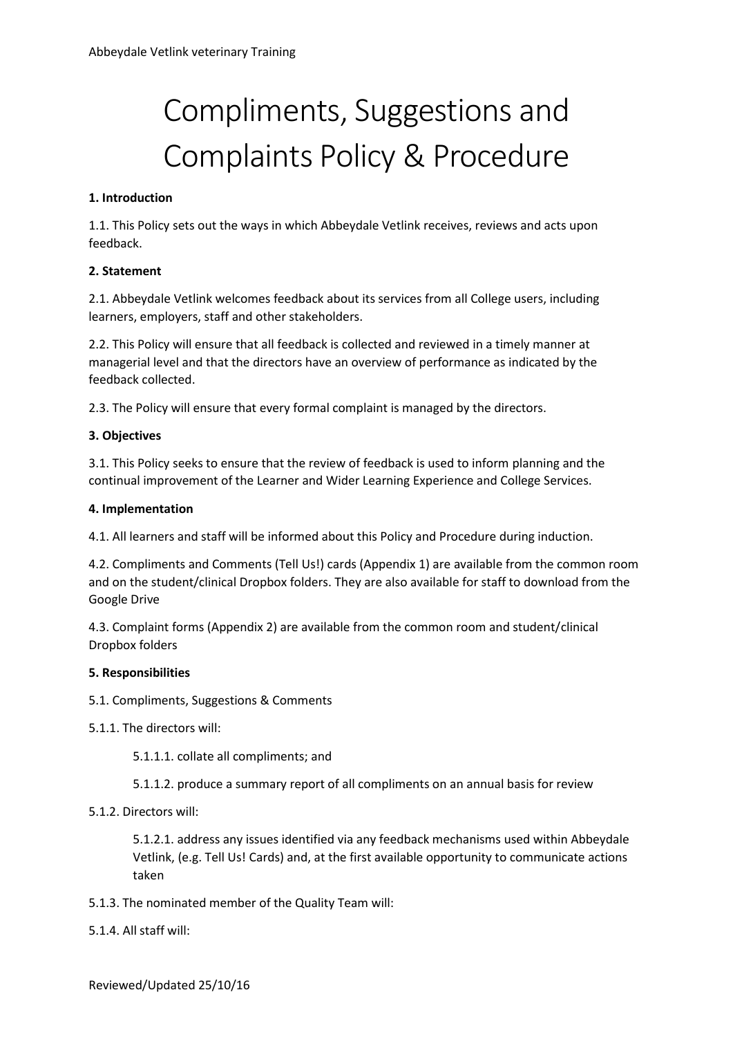# Compliments, Suggestions and Complaints Policy & Procedure

**1. Introduction**

1.1. This Policy sets out the ways in which Abbeydale Vetlink receives, reviews and acts upon feedback.

**2. Statement**

2.1. Abbeydale Vetlink welcomes feedback about its services from all College users, including learners, employers, staff and other stakeholders.

2.2. This Policy will ensure that all feedback is collected and reviewed in a timely manner at managerial level and that the directors have an overview of performance as indicated by the feedback collected.

2.3. The Policy will ensure that every formal complaint is managed by the directors.

**3. Objectives**

3.1. This Policy seeks to ensure that the review of feedback is used to inform planning and the continual improvement of the Learner and Wider Learning Experience and College Services.

**4. Implementation**

4.1. All learners and staff will be informed about this Policy and Procedure during induction.

4.2. Compliments and Comments (Tell Us!) cards (Appendix 1) are available from the common room and on the student/clinical Dropbox folders. They are also available for staff to download from the Google Drive

4.3. Complaint forms (Appendix 2) are available from the common room and student/clinical Dropbox folders

**5. Responsibilities**

5.1. Compliments, Suggestions & Comments

5.1.1. The directors will:

5.1.1.1. collate all compliments; and

5.1.1.2. produce a summary report of all compliments on an annual basis for review

5.1.2. Directors will:

5.1.2.1. address any issues identified via any feedback mechanisms used within Abbeydale Vetlink, (e.g. Tell Us! Cards) and, at the first available opportunity to communicate actions taken

5.1.3. The nominated member of the Quality Team will:

5.1.4. All staff will: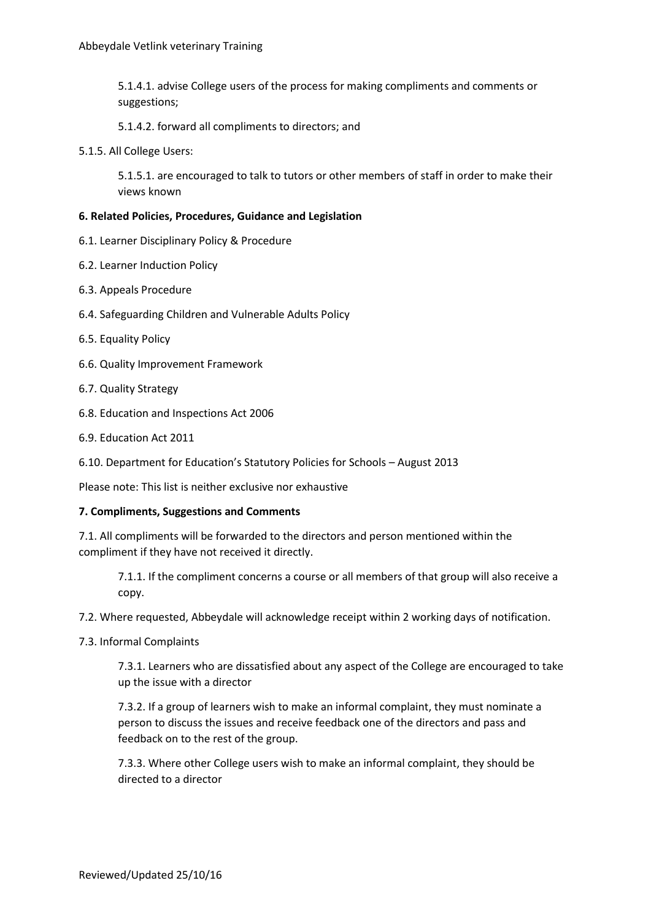5.1.4.1. advise College users of the process for making compliments and comments or suggestions;

5.1.4.2. forward all compliments to directors; and

5.1.5. All College Users:

5.1.5.1. are encouraged to talk to tutors or other members of staff in order to make their views known

**6. Related Policies, Procedures, Guidance and Legislation**

6.1. Learner Disciplinary Policy & Procedure

6.2. Learner Induction Policy

6.3. Appeals Procedure

6.4. Safeguarding Children and Vulnerable Adults Policy

6.5. Equality Policy

6.6. Quality Improvement Framework

6.7. Quality Strategy

6.8. Education and Inspections Act 2006

6.9. Education Act 2011

6.10. Department for Education's Statutory Policies for Schools – August 2013

Please note: This list is neither exclusive nor exhaustive

**7. Compliments, Suggestions and Comments**

7.1. All compliments will be forwarded to the directors and person mentioned within the compliment if they have not received it directly.

7.1.1. If the compliment concerns a course or all members of that group will also receive a copy.

7.2. Where requested, Abbeydale will acknowledge receipt within 2 working days of notification.

7.3. Informal Complaints

7.3.1. Learners who are dissatisfied about any aspect of the College are encouraged to take up the issue with a director

7.3.2. If a group of learners wish to make an informal complaint, they must nominate a person to discuss the issues and receive feedback one of the directors and pass and feedback on to the rest of the group.

7.3.3. Where other College users wish to make an informal complaint, they should be directed to a director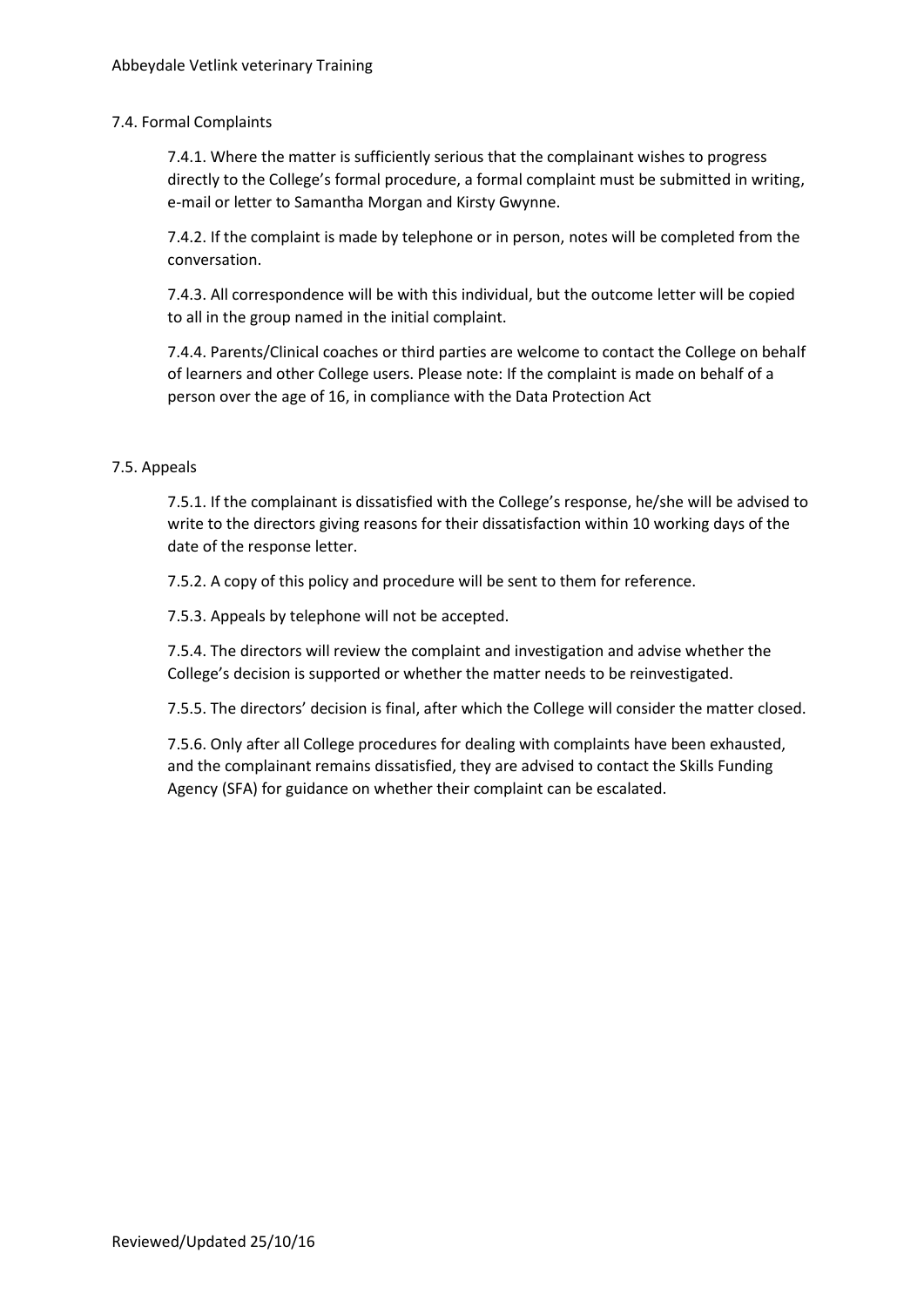## 7.4. Formal Complaints

7.4.1. Where the matter is sufficiently serious that the complainant wishes to progress directly to the College's formal procedure, a formal complaint must be submitted in writing, e-mail or letter to Samantha Morgan and Kirsty Gwynne.

7.4.2. If the complaint is made by telephone or in person, notes will be completed from the conversation.

7.4.3. All correspondence will be with this individual, but the outcome letter will be copied to all in the group named in the initial complaint.

7.4.4. Parents/Clinical coaches or third parties are welcome to contact the College on behalf of learners and other College users. Please note: If the complaint is made on behalf of a person over the age of 16, in compliance with the Data Protection Act

## 7.5. Appeals

7.5.1. If the complainant is dissatisfied with the College's response, he/she will be advised to write to the directors giving reasons for their dissatisfaction within 10 working days of the date of the response letter.

7.5.2. A copy of this policy and procedure will be sent to them for reference.

7.5.3. Appeals by telephone will not be accepted.

7.5.4. The directors will review the complaint and investigation and advise whether the College's decision is supported or whether the matter needs to be reinvestigated.

7.5.5. The directors' decision is final, after which the College will consider the matter closed.

7.5.6. Only after all College procedures for dealing with complaints have been exhausted, and the complainant remains dissatisfied, they are advised to contact the Skills Funding Agency (SFA) for guidance on whether their complaint can be escalated.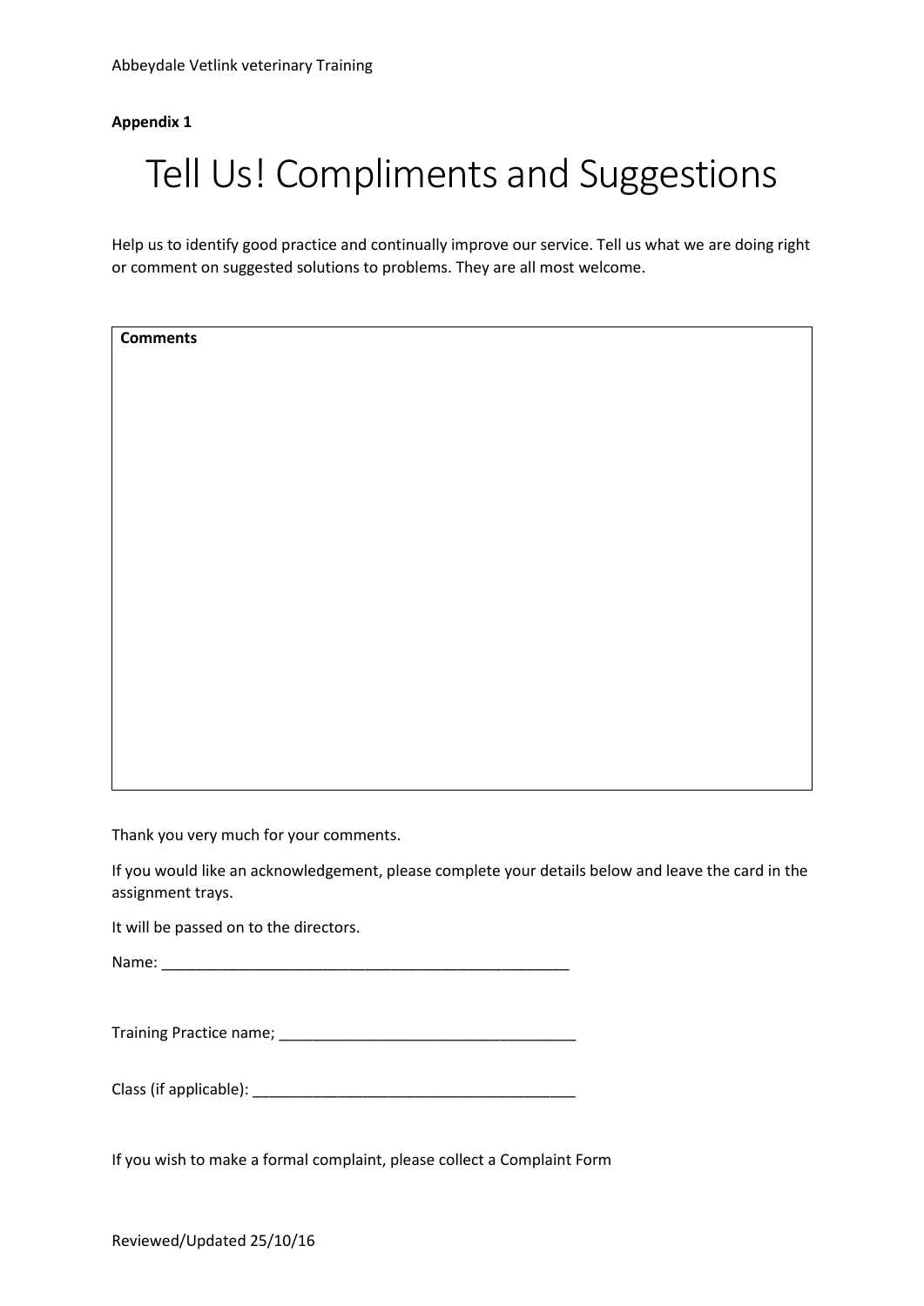**Appendix 1**

# Tell Us! Compliments and Suggestions

Help us to identify good practice and continually improve our service. Tell us what we are doing right or comment on suggested solutions to problems. They are all most welcome.

| **Comments** |
| --- |
| |

Thank you very much for your comments.

If you would like an acknowledgement, please complete your details below and leave the card in the assignment trays.

It will be passed on to the directors.

Name: __________________________________________________

Training Practice name; ___________________________________

Class (if applicable): _____________________________________

If you wish to make a formal complaint, please collect a Complaint Form

Reviewed/Updated 25/10/16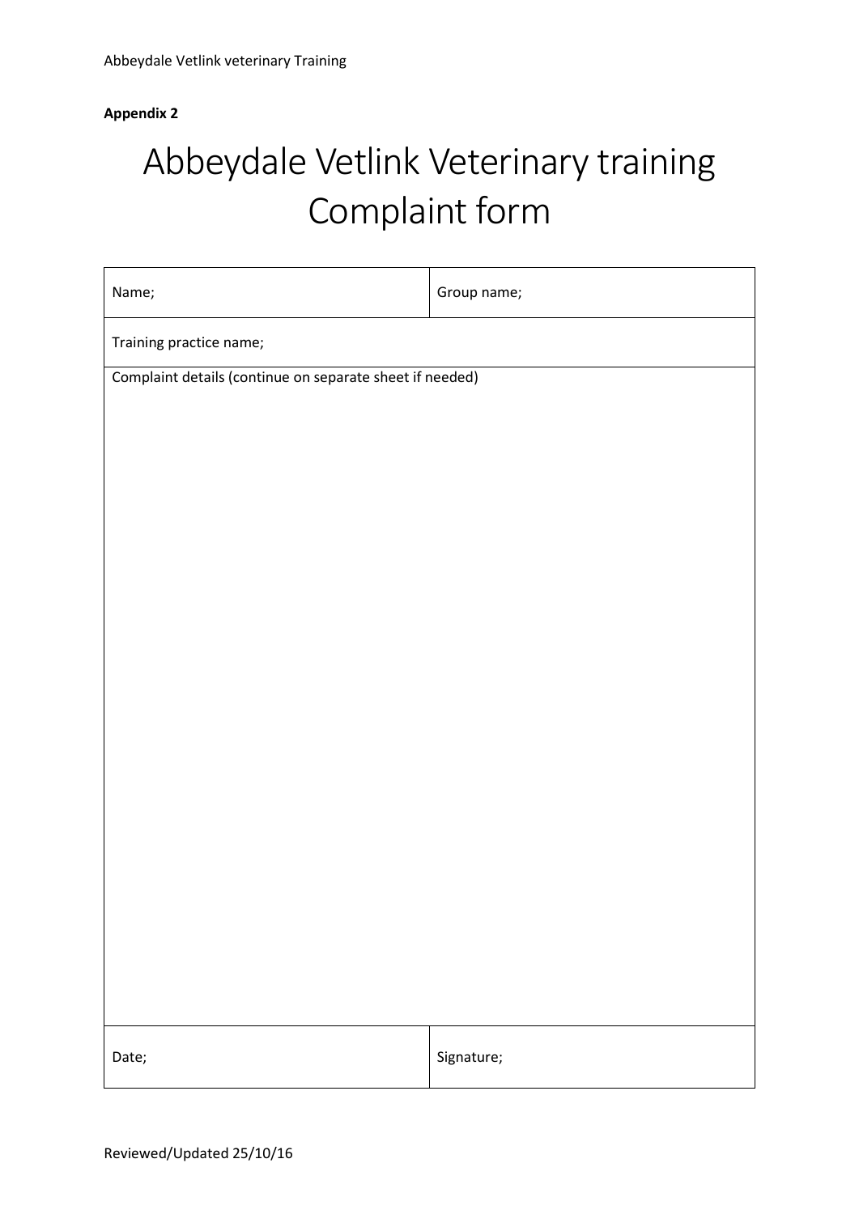**Appendix 2**

# Abbeydale Vetlink Veterinary training Complaint form

| | |
|---|---|
| Name; | Group name; |
| Training practice name; | |
| Complaint details (continue on separate sheet if needed) | |
| Date; | Signature; |

Reviewed/Updated 25/10/16